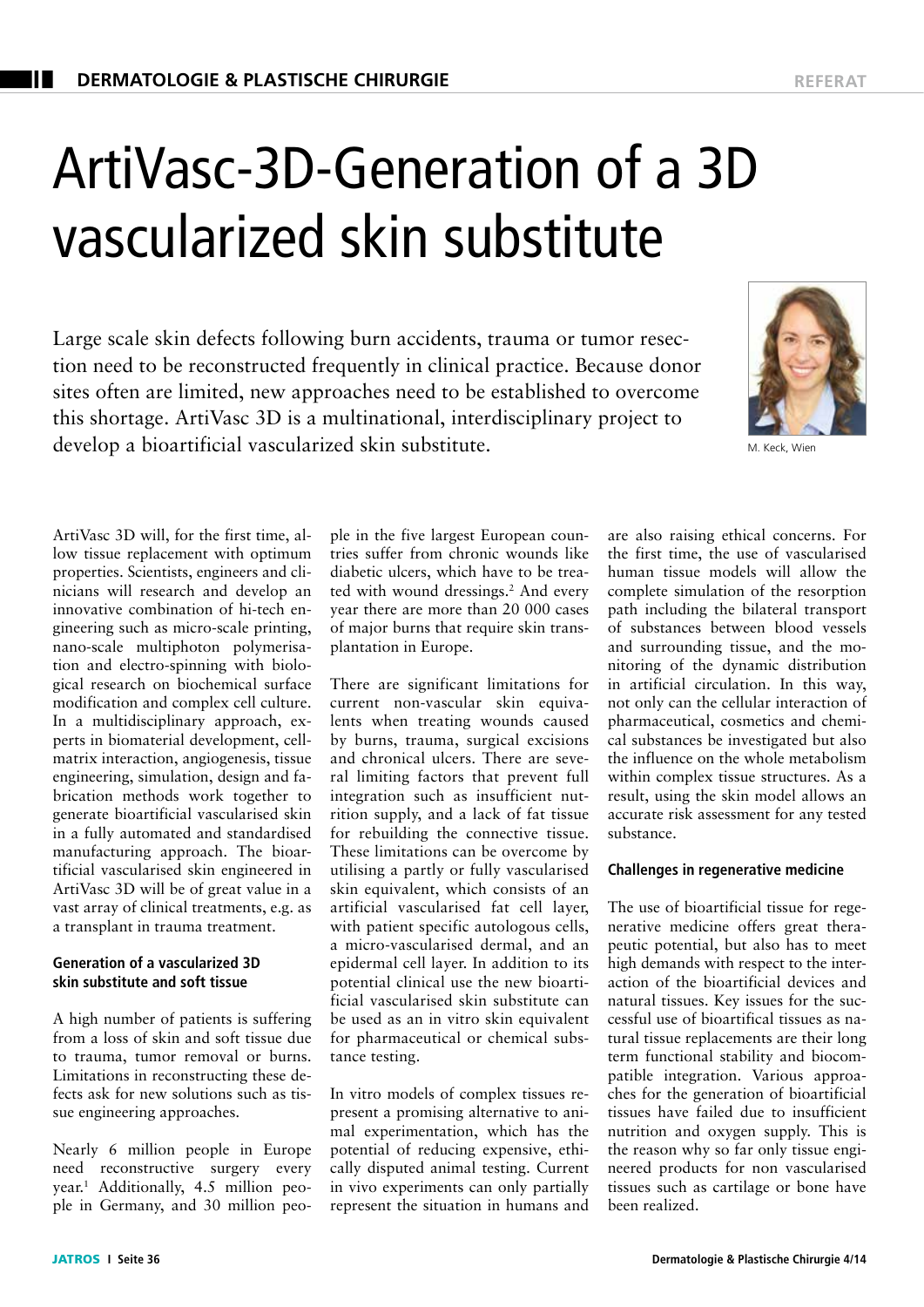# ArtiVasc-3D-Generation of a 3D vascularized skin substitute

Large scale skin defects following burn accidents, trauma or tumor resection need to be reconstructed frequently in clinical practice. Because donor sites often are limited, new approaches need to be established to overcome this shortage. ArtiVasc 3D is a multinational, interdisciplinary project to develop a bioartificial vascularized skin substitute.

M. Keck, Wien

ArtiVasc 3D will, for the first time, allow tissue replacement with optimum properties. Scientists, engineers and clinicians will research and develop an innovative combination of hi-tech engineering such as micro-scale printing, nano-scale multiphoton polymerisation and electro-spinning with biological research on biochemical surface modification and complex cell culture. In a multidisciplinary approach, experts in biomaterial development, cell-matrix interaction, angiogenesis, tissue engineering, simulation, design and fabrication methods work together to generate bioartificial vascularised skin in a fully automated and standardised manufacturing approach. The bioartificial vascularised skin engineered in ArtiVasc 3D will be of great value in a vast array of clinical treatments, e.g. as a transplant in trauma treatment.

### Generation of a vascularized 3D skin substitute and soft tissue

A high number of patients is suffering from a loss of skin and soft tissue due to trauma, tumor removal or burns. Limitations in reconstructing these defects ask for new solutions such as tissue engineering approaches.

Nearly 6 million people in Europe need reconstructive surgery every year.[1] Additionally, 4.5 million people in Germany, and 30 million people in the five largest European countries suffer from chronic wounds like diabetic ulcers, which have to be treated with wound dressings.[2] And every year there are more than 20 000 cases of major burns that require skin transplantation in Europe.

There are significant limitations for current non-vascular skin equivalents when treating wounds caused by burns, trauma, surgical excisions and chronical ulcers. There are several limiting factors that prevent full integration such as insufficient nutrition supply, and a lack of fat tissue for rebuilding the connective tissue. These limitations can be overcome by utilising a partly or fully vascularised skin equivalent, which consists of an artificial vascularised fat cell layer, with patient specific autologous cells, a micro-vascularised dermal, and an epidermal cell layer. In addition to its potential clinical use the new bioartificial vascularised skin substitute can be used as an in vitro skin equivalent for pharmaceutical or chemical substance testing.

In vitro models of complex tissues represent a promising alternative to animal experimentation, which has the potential of reducing expensive, ethically disputed animal testing. Current in vivo experiments can only partially represent the situation in humans and are also raising ethical concerns. For the first time, the use of vascularised human tissue models will allow the complete simulation of the resorption path including the bilateral transport of substances between blood vessels and surrounding tissue, and the monitoring of the dynamic distribution in artificial circulation. In this way, not only can the cellular interaction of pharmaceutical, cosmetics and chemical substances be investigated but also the influence on the whole metabolism within complex tissue structures. As a result, using the skin model allows an accurate risk assessment for any tested substance.

### Challenges in regenerative medicine

The use of bioartificial tissue for regenerative medicine offers great therapeutic potential, but also has to meet high demands with respect to the interaction of the bioartificial devices and natural tissues. Key issues for the successful use of bioartifical tissues as natural tissue replacements are their long term functional stability and biocompatible integration. Various approaches for the generation of bioartificial tissues have failed due to insufficient nutrition and oxygen supply. This is the reason why so far only tissue engineered products for non vascularised tissues such as cartilage or bone have been realized.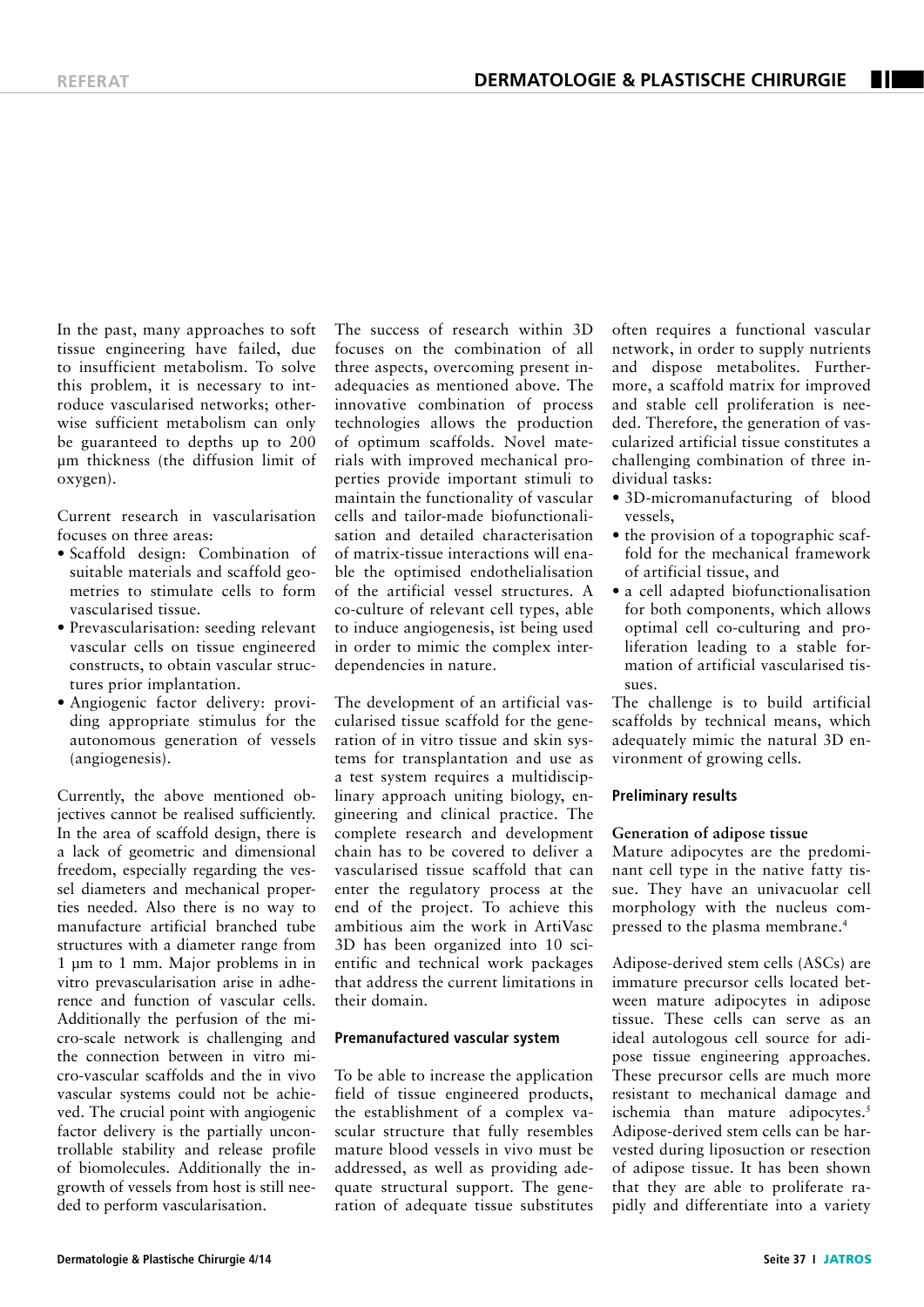In the past, many approaches to soft tissue engineering have failed, due to insufficient metabolism. To solve this problem, it is necessary to introduce vascularised networks; otherwise sufficient metabolism can only be guaranteed to depths up to 200 µm thickness (the diffusion limit of oxygen).

Current research in vascularisation focuses on three areas:

- Scaffold design: Combination of suitable materials and scaffold geometries to stimulate cells to form vascularised tissue.
- Prevascularisation: seeding relevant vascular cells on tissue engineered constructs, to obtain vascular structures prior implantation.
- Angiogenic factor delivery: providing appropriate stimulus for the autonomous generation of vessels (angiogenesis).

Currently, the above mentioned objectives cannot be realised sufficiently. In the area of scaffold design, there is a lack of geometric and dimensional freedom, especially regarding the vessel diameters and mechanical properties needed. Also there is no way to manufacture artificial branched tube structures with a diameter range from 1 µm to 1 mm. Major problems in in vitro prevascularisation arise in adherence and function of vascular cells. Additionally the perfusion of the micro-scale network is challenging and the connection between in vitro micro-vascular scaffolds and the in vivo vascular systems could not be achieved. The crucial point with angiogenic factor delivery is the partially uncontrollable stability and release profile of biomolecules. Additionally the ingrowth of vessels from host is still needed to perform vascularisation.

The success of research within 3D focuses on the combination of all three aspects, overcoming present inadequacies as mentioned above. The innovative combination of process technologies allows the production of optimum scaffolds. Novel materials with improved mechanical properties provide important stimuli to maintain the functionality of vascular cells and tailor-made biofunctionalisation and detailed characterisation of matrix-tissue interactions will enable the optimised endothelialisation of the artificial vessel structures. A co-culture of relevant cell types, able to induce angiogenesis, ist being used in order to mimic the complex interdependencies in nature.

The development of an artificial vascularised tissue scaffold for the generation of in vitro tissue and skin systems for transplantation and use as a test system requires a multidisciplinary approach uniting biology, engineering and clinical practice. The complete research and development chain has to be covered to deliver a vascularised tissue scaffold that can enter the regulatory process at the end of the project. To achieve this ambitious aim the work in ArtiVasc 3D has been organized into 10 scientific and technical work packages that address the current limitations in their domain.

## Premanufactured vascular system

To be able to increase the application field of tissue engineered products, the establishment of a complex vascular structure that fully resembles mature blood vessels in vivo must be addressed, as well as providing adequate structural support. The generation of adequate tissue substitutes often requires a functional vascular network, in order to supply nutrients and dispose metabolites. Furthermore, a scaffold matrix for improved and stable cell proliferation is needed. Therefore, the generation of vascularized artificial tissue constitutes a challenging combination of three individual tasks:

- 3D-micromanufacturing of blood vessels,
- the provision of a topographic scaffold for the mechanical framework of artificial tissue, and
- a cell adapted biofunctionalisation for both components, which allows optimal cell co-culturing and proliferation leading to a stable formation of artificial vascularised tissues.

The challenge is to build artificial scaffolds by technical means, which adequately mimic the natural 3D environment of growing cells.

## Preliminary results

### Generation of adipose tissue

Mature adipocytes are the predominant cell type in the native fatty tissue. They have an univacuolar cell morphology with the nucleus compressed to the plasma membrane.[4]

Adipose-derived stem cells (ASCs) are immature precursor cells located between mature adipocytes in adipose tissue. These cells can serve as an ideal autologous cell source for adipose tissue engineering approaches. These precursor cells are much more resistant to mechanical damage and ischemia than mature adipocytes.[5] Adipose-derived stem cells can be harvested during liposuction or resection of adipose tissue. It has been shown that they are able to proliferate rapidly and differentiate into a variety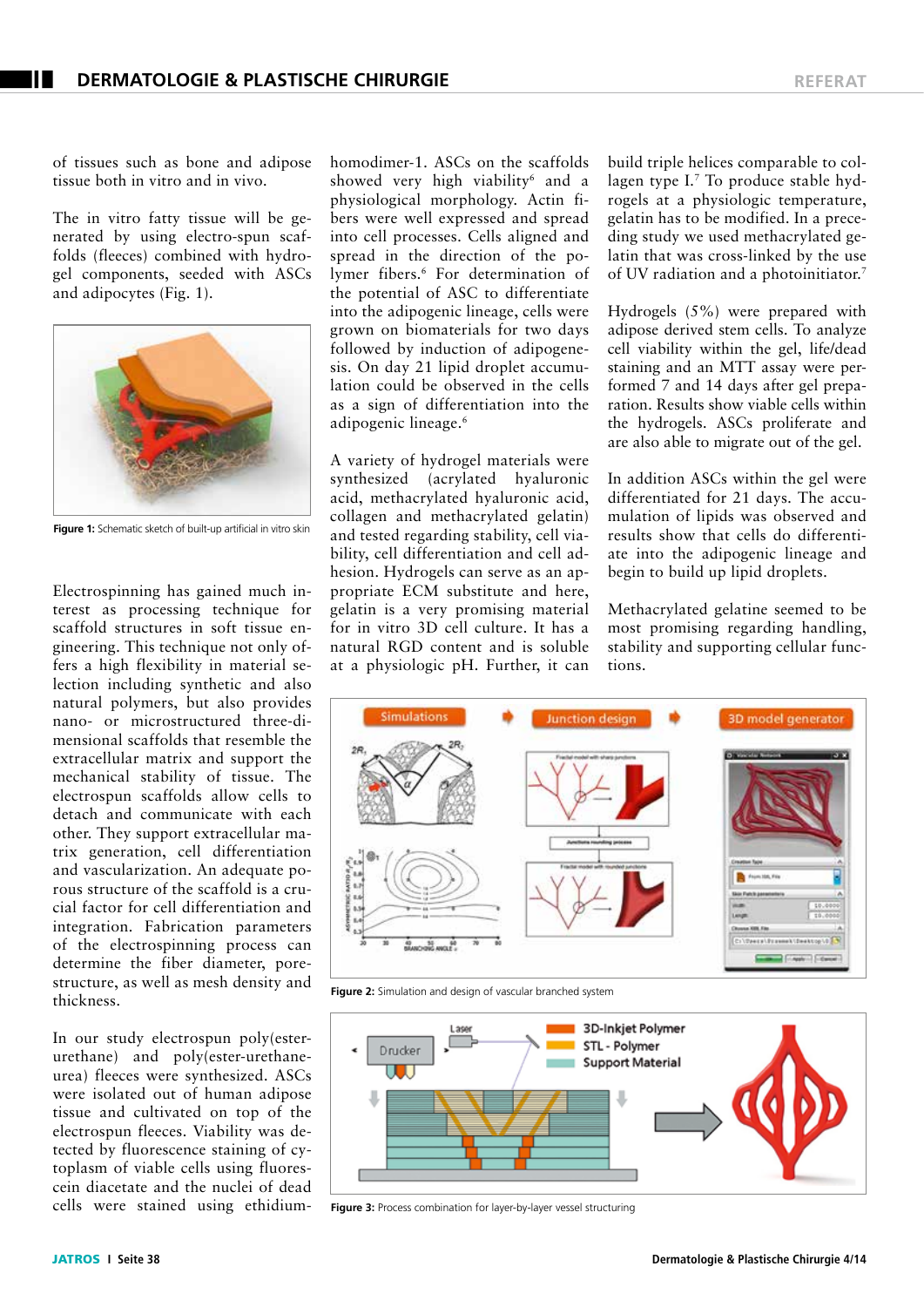of tissues such as bone and adipose tissue both in vitro and in vivo.

The in vitro fatty tissue will be generated by using electro-spun scaffolds (fleeces) combined with hydrogel components, seeded with ASCs and adipocytes (Fig. 1).

**Figure 1:** Schematic sketch of built-up artificial in vitro skin

Electrospinning has gained much interest as processing technique for scaffold structures in soft tissue engineering. This technique not only offers a high flexibility in material selection including synthetic and also natural polymers, but also provides nano- or microstructured three-dimensional scaffolds that resemble the extracellular matrix and support the mechanical stability of tissue. The electrospun scaffolds allow cells to detach and communicate with each other. They support extracellular matrix generation, cell differentiation and vascularization. An adequate porous structure of the scaffold is a crucial factor for cell differentiation and integration. Fabrication parameters of the electrospinning process can determine the fiber diameter, pore-structure, as well as mesh density and thickness.

In our study electrospun poly(ester-urethane) and poly(ester-urethane-urea) fleeces were synthesized. ASCs were isolated out of human adipose tissue and cultivated on top of the electrospun fleeces. Viability was detected by fluorescence staining of cytoplasm of viable cells using fluorescein diacetate and the nuclei of dead cells were stained using ethidium-homodimer-1. ASCs on the scaffolds showed very high viability[6] and a physiological morphology. Actin fibers were well expressed and spread into cell processes. Cells aligned and spread in the direction of the polymer fibers.[6] For determination of the potential of ASC to differentiate into the adipogenic lineage, cells were grown on biomaterials for two days followed by induction of adipogenesis. On day 21 lipid droplet accumulation could be observed in the cells as a sign of differentiation into the adipogenic lineage.[6]

A variety of hydrogel materials were synthesized (acrylated hyaluronic acid, methacrylated hyaluronic acid, collagen and methacrylated gelatin) and tested regarding stability, cell viability, cell differentiation and cell adhesion. Hydrogels can serve as an appropriate ECM substitute and here, gelatin is a very promising material for in vitro 3D cell culture. It has a natural RGD content and is soluble at a physiologic pH. Further, it can build triple helices comparable to collagen type I.[7] To produce stable hydrogels at a physiologic temperature, gelatin has to be modified. In a preceding study we used methacrylated gelatin that was cross-linked by the use of UV radiation and a photoinitiator.[7]

Hydrogels (5%) were prepared with adipose derived stem cells. To analyze cell viability within the gel, life/dead staining and an MTT assay were performed 7 and 14 days after gel preparation. Results show viable cells within the hydrogels. ASCs proliferate and are also able to migrate out of the gel.

In addition ASCs within the gel were differentiated for 21 days. The accumulation of lipids was observed and results show that cells do differentiate into the adipogenic lineage and begin to build up lipid droplets.

Methacrylated gelatine seemed to be most promising regarding handling, stability and supporting cellular functions.

**Figure 2:** Simulation and design of vascular branched system

**Figure 3:** Process combination for layer-by-layer vessel structuring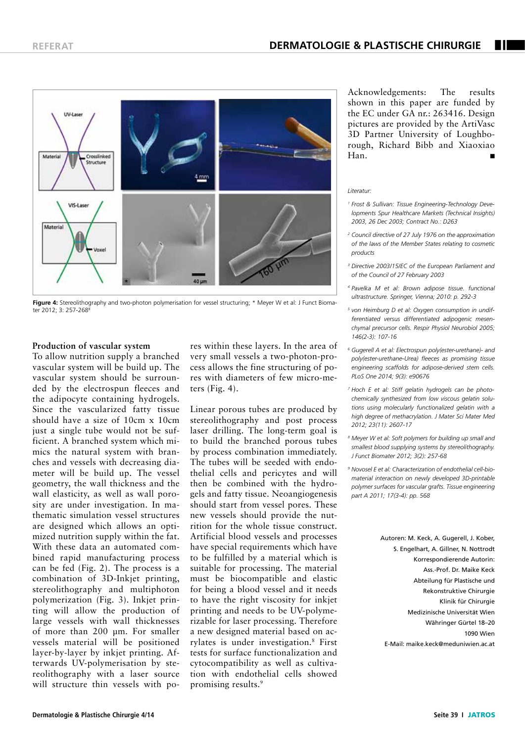UV-Laser

Material

Crosslinked Structure

4 mm

VIS-Laser

Material

Voxel

40 µm

160 µm

**Figure 4:** Stereolithography and two-photon polymerisation for vessel structuring; * Meyer W et al: J Funct Biomater 2012; 3: 257-268[8]

**Production of vascular system**

To allow nutrition supply a branched vascular system will be build up. The vascular system should be surrounded by the electrospun fleeces and the adipocyte containing hydrogels. Since the vascularized fatty tissue should have a size of 10cm x 10cm just a single tube would not be sufficient. A branched system which mimics the natural system with branches and vessels with decreasing diameter will be build up. The vessel geometry, the wall thickness and the wall elasticity, as well as wall porosity are under investigation. In mathematic simulation vessel structures are designed which allows an optimized nutrition supply within the fat. With these data an automated combined rapid manufacturing process can be fed (Fig. 2). The process is a combination of 3D-Inkjet printing, stereolithography and multiphoton polymerization (Fig. 3). Inkjet printing will allow the production of large vessels with wall thicknesses of more than 200 µm. For smaller vessels material will be positioned layer-by-layer by inkjet printing. Afterwards UV-polymerisation by stereolithography with a laser source will structure thin vessels with pores within these layers. In the area of very small vessels a two-photon-process allows the fine structuring of pores with diameters of few micro-meters (Fig. 4).

Linear porous tubes are produced by stereolithography and post process laser drilling. The long-term goal is to build the branched porous tubes by process combination immediately. The tubes will be seeded with endothelial cells and pericytes and will then be combined with the hydrogels and fatty tissue. Neoangiogenesis should start from vessel pores. These new vessels should provide the nutrition for the whole tissue construct. Artificial blood vessels and processes have special requirements which have to be fulfilled by a material which is suitable for processing. The material must be biocompatible and elastic for being a blood vessel and it needs to have the right viscosity for inkjet printing and needs to be UV-polymerizable for laser processing. Therefore a new designed material based on acrylates is under investigation.[8] First tests for surface functionalization and cytocompatibility as well as cultivation with endothelial cells showed promising results.[9]

Acknowledgements: The results shown in this paper are funded by the EC under GA nr.: 263416. Design pictures are provided by the ArtiVasc 3D Partner University of Loughborough, Richard Bibb and Xiaoxiao Han. ■

*Literatur:*

[1] *Frost & Sullivan: Tissue Engineering-Technology Developments Spur Healthcare Markets (Technical Insights) 2003, 26 Dec 2003; Contract No.: D263*

[2] *Council directive of 27 July 1976 on the approximation of the laws of the Member States relating to cosmetic products*

[3] *Directive 2003/15/EC of the European Parliament and of the Council of 27 February 2003*

[4] *Pavelka M et al: Brown adipose tissue. functional ultrastructure. Springer, Vienna; 2010: p. 292-3*

[5] *von Heimburg D et al: Oxygen consumption in undifferentiated versus differentiated adipogenic mesenchymal precursor cells. Respir Physiol Neurobiol 2005; 146(2-3): 107-16*

[6] *Gugerell A et al: Electrospun poly(ester-urethane)- and poly(ester-urethane-Urea) fleeces as promising tissue engineering scaffolds for adipose-derived stem cells. PLoS One 2014; 9(3): e90676*

[7] *Hoch E et al: Stiff gelatin hydrogels can be photochemically synthesized from low viscous gelatin solutions using molecularly functionalized gelatin with a high degree of methacrylation. J Mater Sci Mater Med 2012; 23(11): 2607-17*

[8] *Meyer W et al: Soft polymers for building up small and smallest blood supplying systems by stereolithography. J Funct Biomater 2012; 3(2): 257-68*

[9] *Novosel E et al: Characterization of endothelial cell-biomaterial interaction on newly developed 3D-printable polymer surfaces for vascular grafts. Tissue engineering part A 2011; 17(3-4): pp. 568*

Autoren: M. Keck, A. Gugerell, J. Kober, S. Engelhart, A. Gillner, N. Nottrodt
Korrespondierende Autorin:
Ass.-Prof. Dr. Maike Keck
Abteilung für Plastische und Rekonstruktive Chirurgie
Klinik für Chirurgie
Medizinische Universität Wien
Währinger Gürtel 18–20
1090 Wien
E-Mail: maike.keck@meduniwien.ac.at